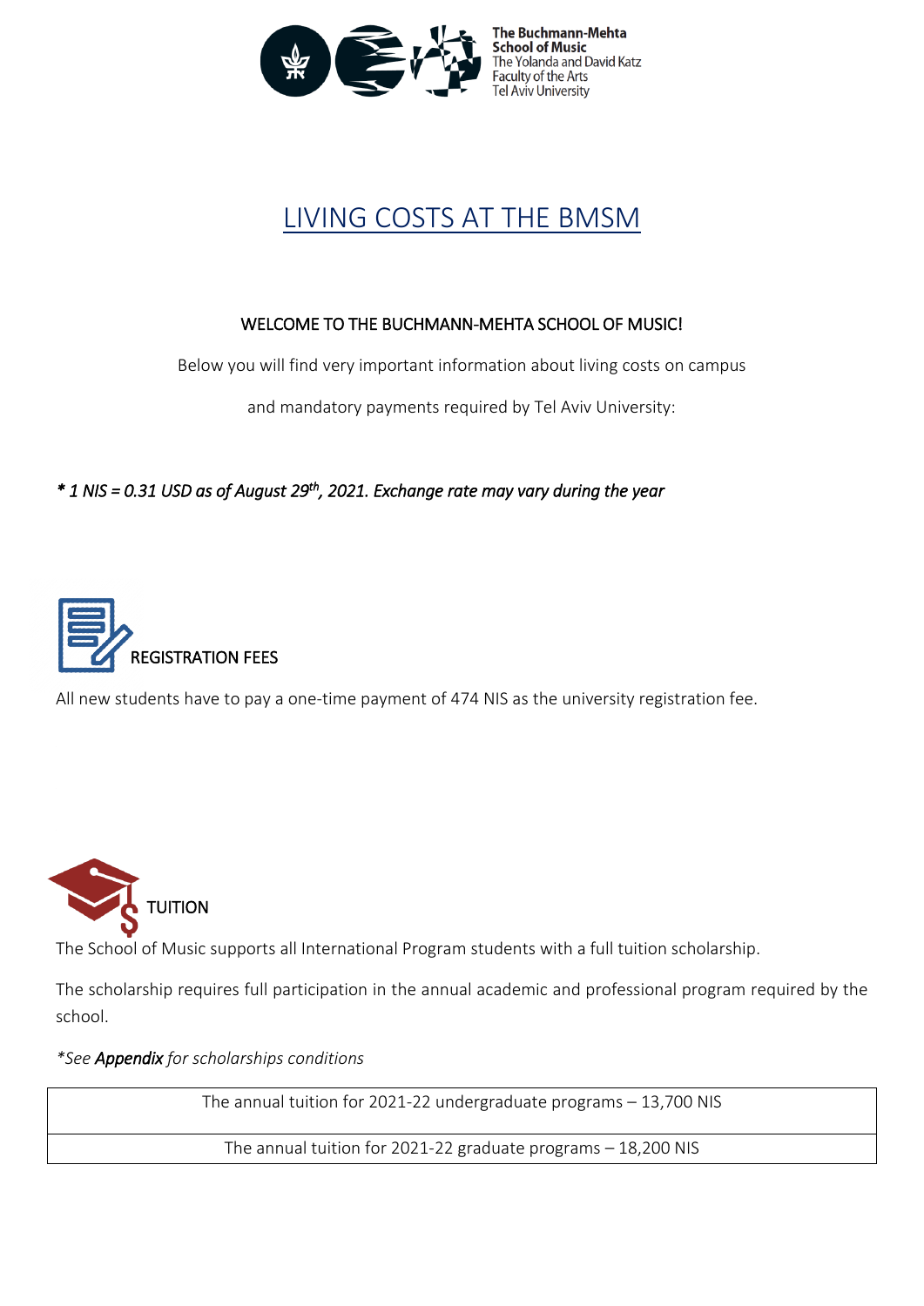The Buchmann-Mehta School of Music
The Yolanda and David Katz Faculty of the Arts
Tel Aviv University

# LIVING COSTS AT THE BMSM

### WELCOME TO THE BUCHMANN-MEHTA SCHOOL OF MUSIC!

Below you will find very important information about living costs on campus

and mandatory payments required by Tel Aviv University:

***\* 1 NIS = 0.31 USD as of August 29th, 2021. Exchange rate may vary during the year***

## REGISTRATION FEES

All new students have to pay a one-time payment of 474 NIS as the university registration fee.

## TUITION

The School of Music supports all International Program students with a full tuition scholarship.

The scholarship requires full participation in the annual academic and professional program required by the school.

*\*See **Appendix** for scholarships conditions*

| The annual tuition for 2021-22 undergraduate programs – 13,700 NIS |
| --- |
| The annual tuition for 2021-22 graduate programs – 18,200 NIS |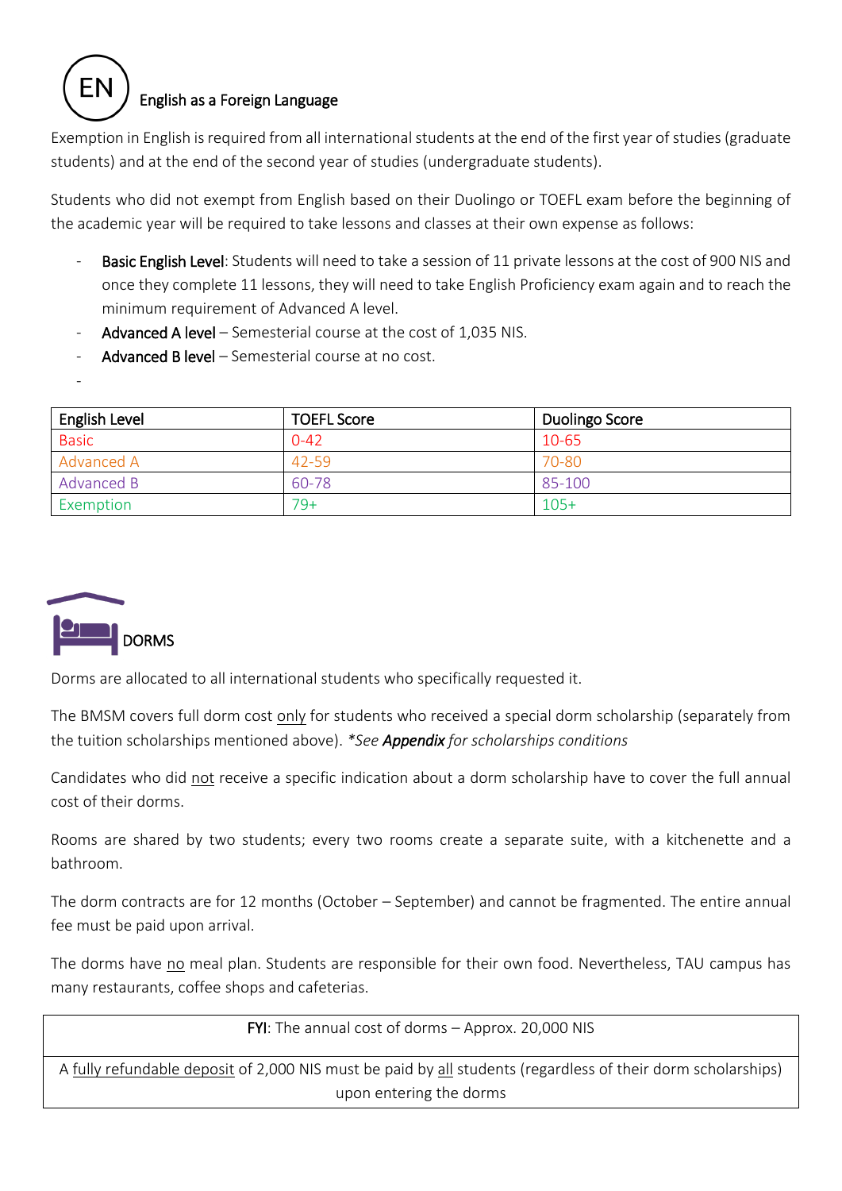## EN English as a Foreign Language

Exemption in English is required from all international students at the end of the first year of studies (graduate students) and at the end of the second year of studies (undergraduate students).

Students who did not exempt from English based on their Duolingo or TOEFL exam before the beginning of the academic year will be required to take lessons and classes at their own expense as follows:

- **Basic English Level**: Students will need to take a session of 11 private lessons at the cost of 900 NIS and once they complete 11 lessons, they will need to take English Proficiency exam again and to reach the minimum requirement of Advanced A level.
- **Advanced A level** – Semesterial course at the cost of 1,035 NIS.
- **Advanced B level** – Semesterial course at no cost.
-

| English Level | TOEFL Score | Duolingo Score |
| --- | --- | --- |
| Basic | 0-42 | 10-65 |
| Advanced A | 42-59 | 70-80 |
| Advanced B | 60-78 | 85-100 |
| Exemption | 79+ | 105+ |

## DORMS

Dorms are allocated to all international students who specifically requested it.

The BMSM covers full dorm cost only for students who received a special dorm scholarship (separately from the tuition scholarships mentioned above). *\*See **Appendix** for scholarships conditions*

Candidates who did not receive a specific indication about a dorm scholarship have to cover the full annual cost of their dorms.

Rooms are shared by two students; every two rooms create a separate suite, with a kitchenette and a bathroom.

The dorm contracts are for 12 months (October – September) and cannot be fragmented. The entire annual fee must be paid upon arrival.

The dorms have no meal plan. Students are responsible for their own food. Nevertheless, TAU campus has many restaurants, coffee shops and cafeterias.

| **FYI**: The annual cost of dorms – Approx. 20,000 NIS |
| --- |
| A fully refundable deposit of 2,000 NIS must be paid by all students (regardless of their dorm scholarships) upon entering the dorms |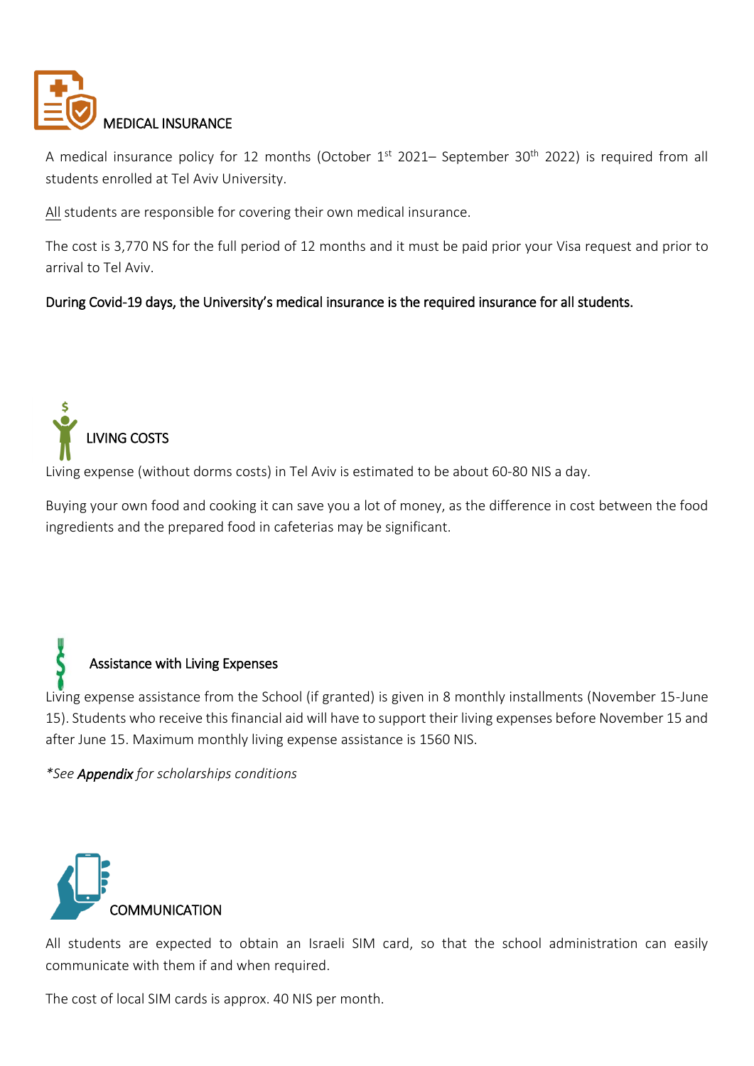## MEDICAL INSURANCE

A medical insurance policy for 12 months (October 1st 2021– September 30th 2022) is required from all students enrolled at Tel Aviv University.

All students are responsible for covering their own medical insurance.

The cost is 3,770 NS for the full period of 12 months and it must be paid prior your Visa request and prior to arrival to Tel Aviv.

During Covid-19 days, the University's medical insurance is the required insurance for all students.

## LIVING COSTS

Living expense (without dorms costs) in Tel Aviv is estimated to be about 60-80 NIS a day.

Buying your own food and cooking it can save you a lot of money, as the difference in cost between the food ingredients and the prepared food in cafeterias may be significant.

## Assistance with Living Expenses

Living expense assistance from the School (if granted) is given in 8 monthly installments (November 15-June 15). Students who receive this financial aid will have to support their living expenses before November 15 and after June 15. Maximum monthly living expense assistance is 1560 NIS.

*\*See **Appendix** for scholarships conditions*

## COMMUNICATION

All students are expected to obtain an Israeli SIM card, so that the school administration can easily communicate with them if and when required.

The cost of local SIM cards is approx. 40 NIS per month.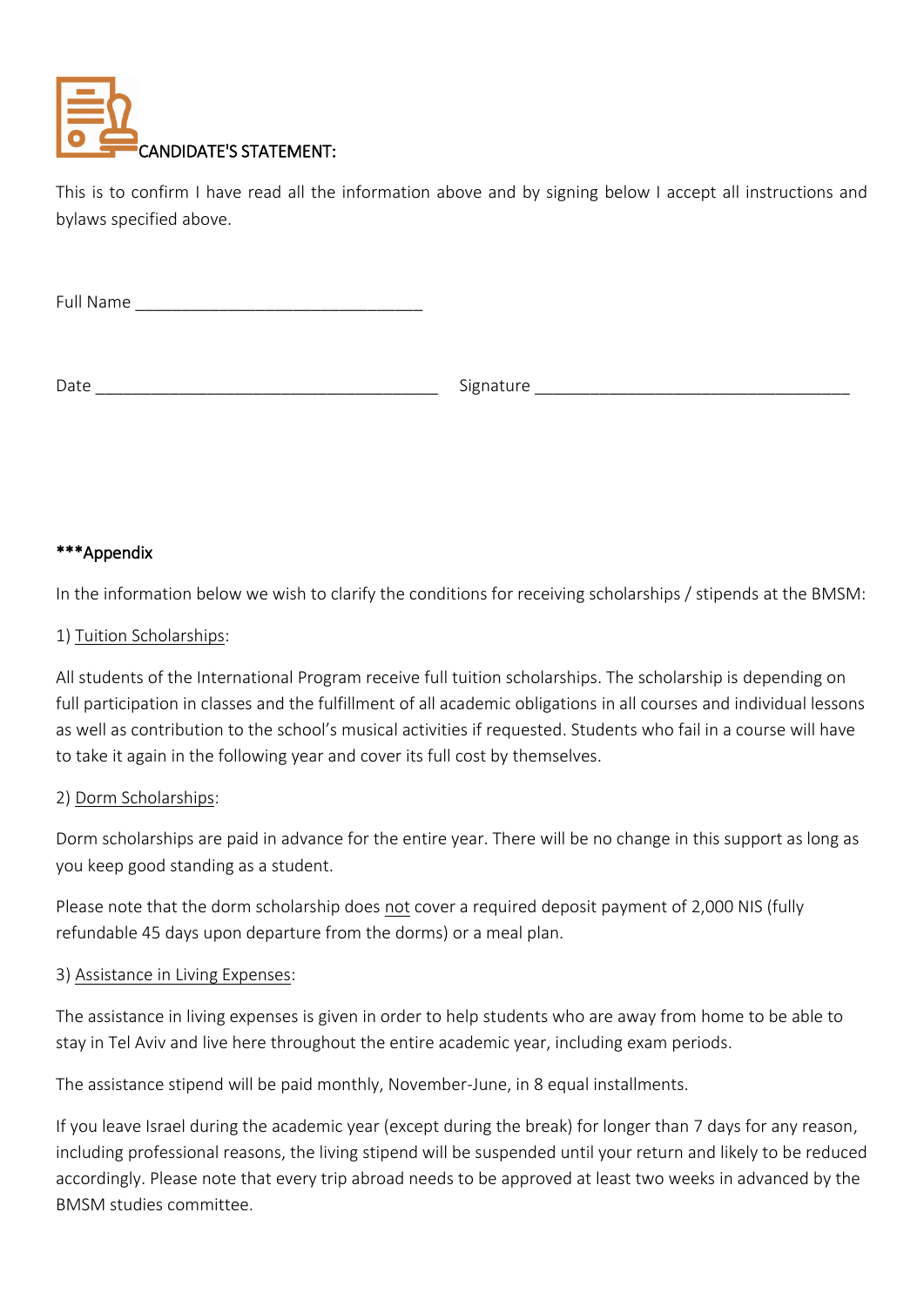## CANDIDATE'S STATEMENT:

This is to confirm I have read all the information above and by signing below I accept all instructions and bylaws specified above.

Full Name ______________________________

Date ____________________________________ Signature _________________________________

**\*\*\*Appendix**

In the information below we wish to clarify the conditions for receiving scholarships / stipends at the BMSM:

1) Tuition Scholarships:

All students of the International Program receive full tuition scholarships. The scholarship is depending on full participation in classes and the fulfillment of all academic obligations in all courses and individual lessons as well as contribution to the school's musical activities if requested. Students who fail in a course will have to take it again in the following year and cover its full cost by themselves.

2) Dorm Scholarships:

Dorm scholarships are paid in advance for the entire year. There will be no change in this support as long as you keep good standing as a student.

Please note that the dorm scholarship does not cover a required deposit payment of 2,000 NIS (fully refundable 45 days upon departure from the dorms) or a meal plan.

3) Assistance in Living Expenses:

The assistance in living expenses is given in order to help students who are away from home to be able to stay in Tel Aviv and live here throughout the entire academic year, including exam periods.

The assistance stipend will be paid monthly, November-June, in 8 equal installments.

If you leave Israel during the academic year (except during the break) for longer than 7 days for any reason, including professional reasons, the living stipend will be suspended until your return and likely to be reduced accordingly. Please note that every trip abroad needs to be approved at least two weeks in advanced by the BMSM studies committee.